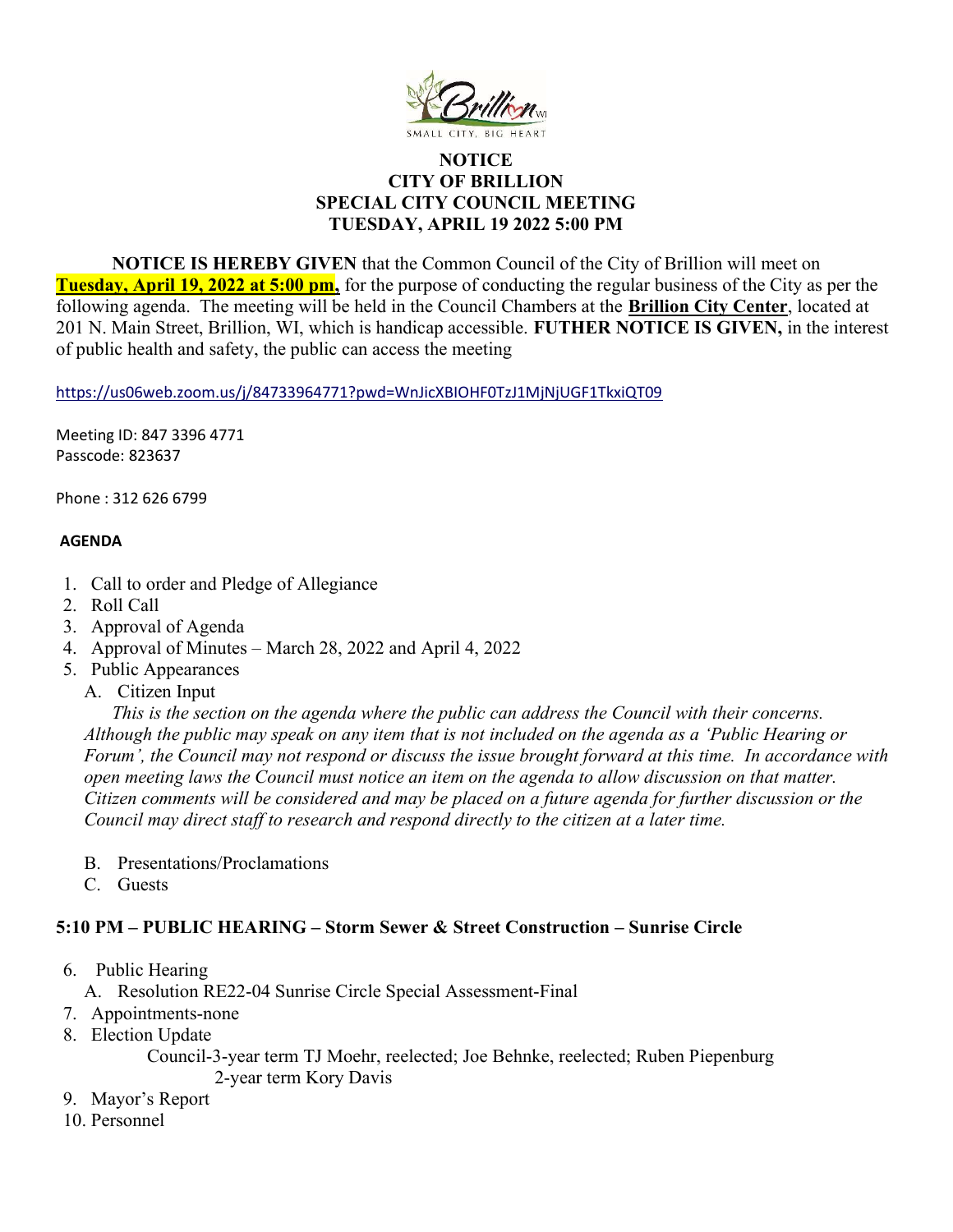# NOTICE
# CITY OF BRILLION
# SPECIAL CITY COUNCIL MEETING
# TUESDAY, APRIL 19 2022 5:00 PM

**NOTICE IS HEREBY GIVEN** that the Common Council of the City of Brillion will meet on **Tuesday, April 19, 2022 at 5:00 pm,** for the purpose of conducting the regular business of the City as per the following agenda. The meeting will be held in the Council Chambers at the **Brillion City Center**, located at 201 N. Main Street, Brillion, WI, which is handicap accessible. **FUTHER NOTICE IS GIVEN,** in the interest of public health and safety, the public can access the meeting

https://us06web.zoom.us/j/84733964771?pwd=WnJicXBIOHF0TzJ1MjNjUGF1TkxiQT09

Meeting ID: 847 3396 4771
Passcode: 823637

Phone : 312 626 6799

**AGENDA**

1. Call to order and Pledge of Allegiance
2. Roll Call
3. Approval of Agenda
4. Approval of Minutes – March 28, 2022 and April 4, 2022
5. Public Appearances
   A. Citizen Input
   *This is the section on the agenda where the public can address the Council with their concerns. Although the public may speak on any item that is not included on the agenda as a 'Public Hearing or Forum', the Council may not respond or discuss the issue brought forward at this time. In accordance with open meeting laws the Council must notice an item on the agenda to allow discussion on that matter. Citizen comments will be considered and may be placed on a future agenda for further discussion or the Council may direct staff to research and respond directly to the citizen at a later time.*

   B. Presentations/Proclamations
   C. Guests

**5:10 PM – PUBLIC HEARING – Storm Sewer & Street Construction – Sunrise Circle**

6. Public Hearing
   A. Resolution RE22-04 Sunrise Circle Special Assessment-Final
7. Appointments-none
8. Election Update
   Council-3-year term TJ Moehr, reelected; Joe Behnke, reelected; Ruben Piepenburg
   2-year term Kory Davis
9. Mayor's Report
10. Personnel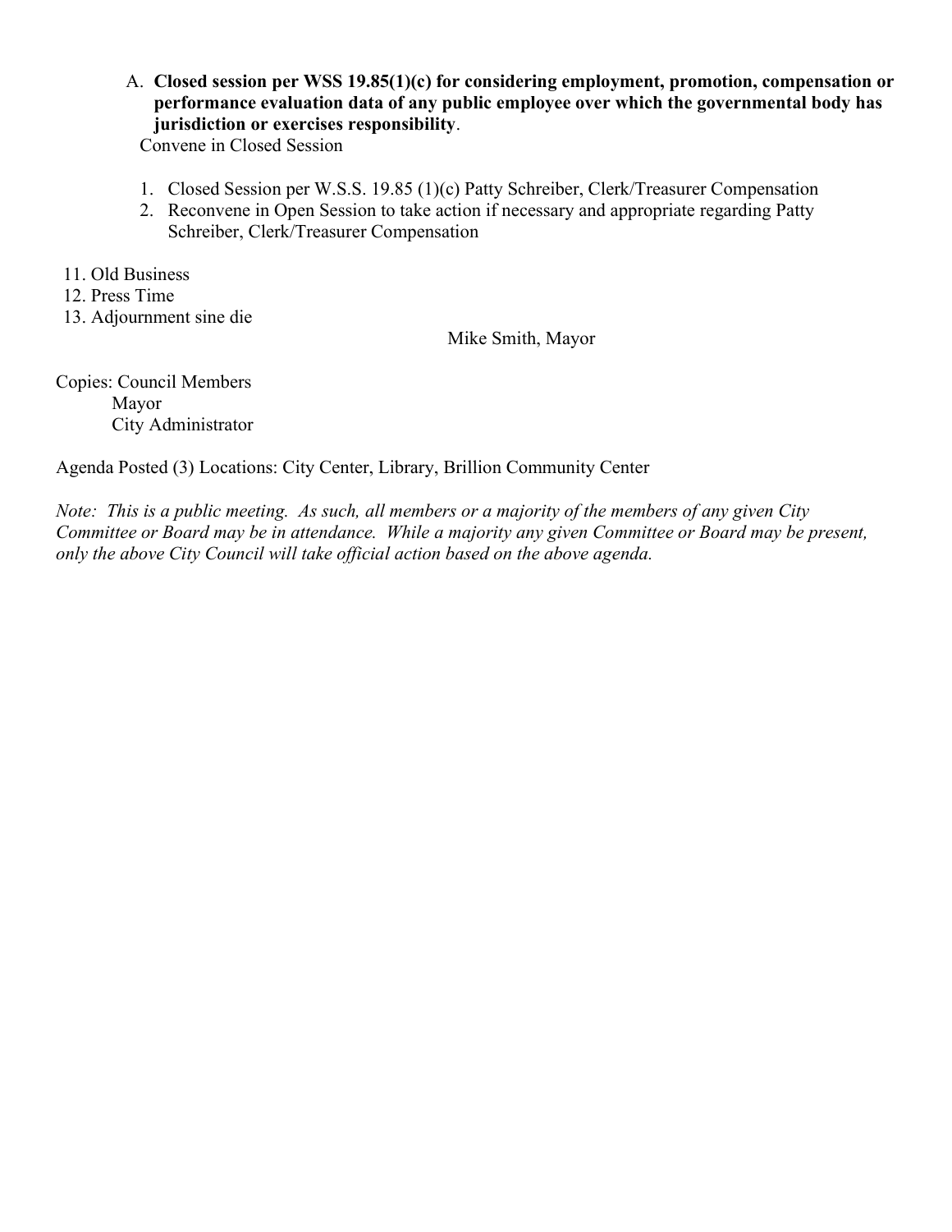A. **Closed session per WSS 19.85(1)(c) for considering employment, promotion, compensation or performance evaluation data of any public employee over which the governmental body has jurisdiction or exercises responsibility**.
   Convene in Closed Session

   1. Closed Session per W.S.S. 19.85 (1)(c) Patty Schreiber, Clerk/Treasurer Compensation
   2. Reconvene in Open Session to take action if necessary and appropriate regarding Patty Schreiber, Clerk/Treasurer Compensation

11. Old Business
12. Press Time
13. Adjournment sine die

Mike Smith, Mayor

Copies: Council Members
Mayor
City Administrator

Agenda Posted (3) Locations: City Center, Library, Brillion Community Center

*Note: This is a public meeting. As such, all members or a majority of the members of any given City Committee or Board may be in attendance. While a majority any given Committee or Board may be present, only the above City Council will take official action based on the above agenda.*